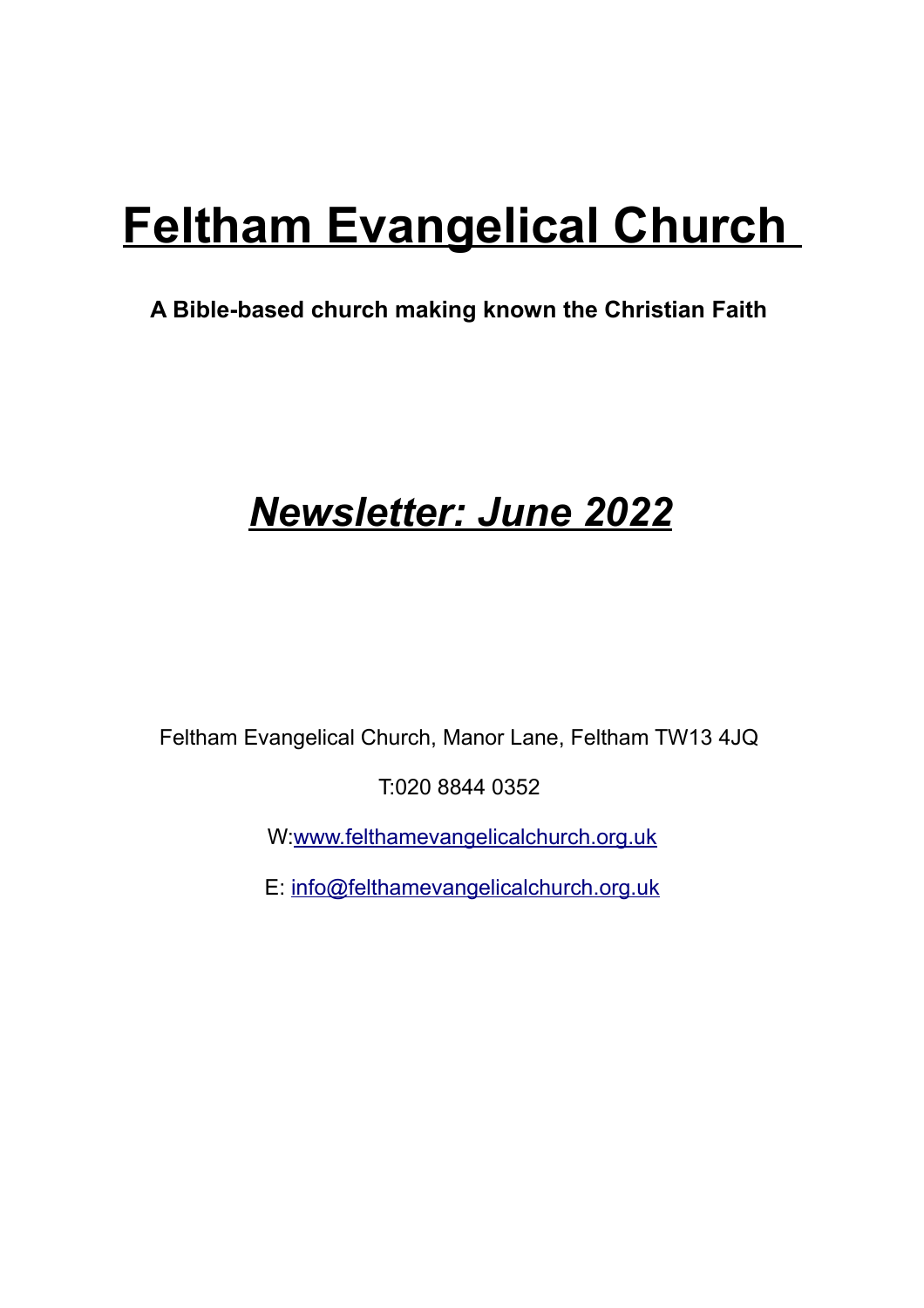# Feltham Evangelical Church

**A Bible-based church making known the Christian Faith**

## *Newsletter: June 2022*

Feltham Evangelical Church, Manor Lane, Feltham TW13 4JQ

T:020 8844 0352

W:[www.felthamevangelicalchurch.org.uk](http://www.felthamevangelicalchurch.org.uk)

E: [info@felthamevangelicalchurch.org.uk](mailto:info@felthamevangelicalchurch.org.uk)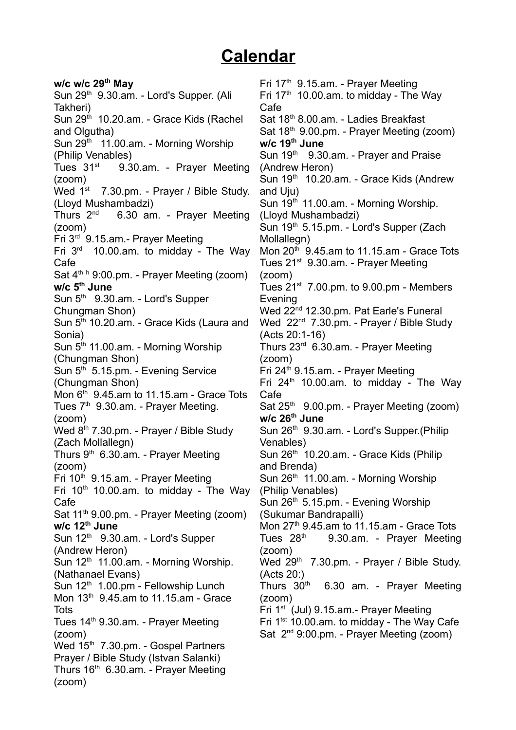# Calendar

**w/c w/c 29th May**

Sun 29th 9.30.am. - Lord's Supper. (Ali Takheri)
Sun 29th 10.20.am. - Grace Kids (Rachel and Olgutha)
Sun 29th 11.00.am. - Morning Worship (Philip Venables)
Tues 31st 9.30.am. - Prayer Meeting (zoom)
Wed 1st 7.30.pm. - Prayer / Bible Study. (Lloyd Mushambadzi)
Thurs 2nd 6.30 am. - Prayer Meeting (zoom)
Fri 3rd 9.15.am.- Prayer Meeting
Fri 3rd 10.00.am. to midday - The Way Cafe
Sat 4th h 9:00.pm. - Prayer Meeting (zoom)

**w/c 5th June**

Sun 5th 9.30.am. - Lord's Supper Chungman Shon)
Sun 5th 10.20.am. - Grace Kids (Laura and Sonia)
Sun 5th 11.00.am. - Morning Worship (Chungman Shon)
Sun 5th 5.15.pm. - Evening Service (Chungman Shon)
Mon 6th 9.45.am to 11.15.am - Grace Tots
Tues 7th 9.30.am. - Prayer Meeting. (zoom)
Wed 8th 7.30.pm. - Prayer / Bible Study (Zach Mollallegn)
Thurs 9th 6.30.am. - Prayer Meeting (zoom)
Fri 10th 9.15.am. - Prayer Meeting
Fri 10th 10.00.am. to midday - The Way Cafe
Sat 11th 9.00.pm. - Prayer Meeting (zoom)

**w/c 12th June**

Sun 12th 9.30.am. - Lord's Supper (Andrew Heron)
Sun 12th 11.00.am. - Morning Worship. (Nathanael Evans)
Sun 12th 1.00.pm - Fellowship Lunch
Mon 13th 9.45.am to 11.15.am - Grace Tots
Tues 14th 9.30.am. - Prayer Meeting (zoom)
Wed 15th 7.30.pm. - Gospel Partners Prayer / Bible Study (Istvan Salanki)
Thurs 16th 6.30.am. - Prayer Meeting (zoom)
Fri 17th 9.15.am. - Prayer Meeting
Fri 17th 10.00.am. to midday - The Way Cafe
Sat 18th 8.00.am. - Ladies Breakfast
Sat 18th 9.00.pm. - Prayer Meeting (zoom)

**w/c 19th June**

Sun 19th 9.30.am. - Prayer and Praise (Andrew Heron)
Sun 19th 10.20.am. - Grace Kids (Andrew and Uju)
Sun 19th 11.00.am. - Morning Worship. (Lloyd Mushambadzi)
Sun 19th 5.15.pm. - Lord's Supper (Zach Mollallegn)
Mon 20th 9.45.am to 11.15.am - Grace Tots
Tues 21st 9.30.am. - Prayer Meeting (zoom)
Tues 21st 7.00.pm. to 9.00.pm - Members Evening
Wed 22nd 12.30.pm. Pat Earle's Funeral
Wed 22nd 7.30.pm. - Prayer / Bible Study (Acts 20:1-16)
Thurs 23rd 6.30.am. - Prayer Meeting (zoom)
Fri 24th 9.15.am. - Prayer Meeting
Fri 24th 10.00.am. to midday - The Way Cafe
Sat 25th 9.00.pm. - Prayer Meeting (zoom)

**w/c 26th June**

Sun 26th 9.30.am. - Lord's Supper.(Philip Venables)
Sun 26th 10.20.am. - Grace Kids (Philip and Brenda)
Sun 26th 11.00.am. - Morning Worship (Philip Venables)
Sun 26th 5.15.pm. - Evening Worship (Sukumar Bandrapalli)
Mon 27th 9.45.am to 11.15.am - Grace Tots
Tues 28th 9.30.am. - Prayer Meeting (zoom)
Wed 29th 7.30.pm. - Prayer / Bible Study. (Acts 20:)
Thurs 30th 6.30 am. - Prayer Meeting (zoom)
Fri 1st (Jul) 9.15.am.- Prayer Meeting
Fri 1tst 10.00.am. to midday - The Way Cafe
Sat 2nd 9:00.pm. - Prayer Meeting (zoom)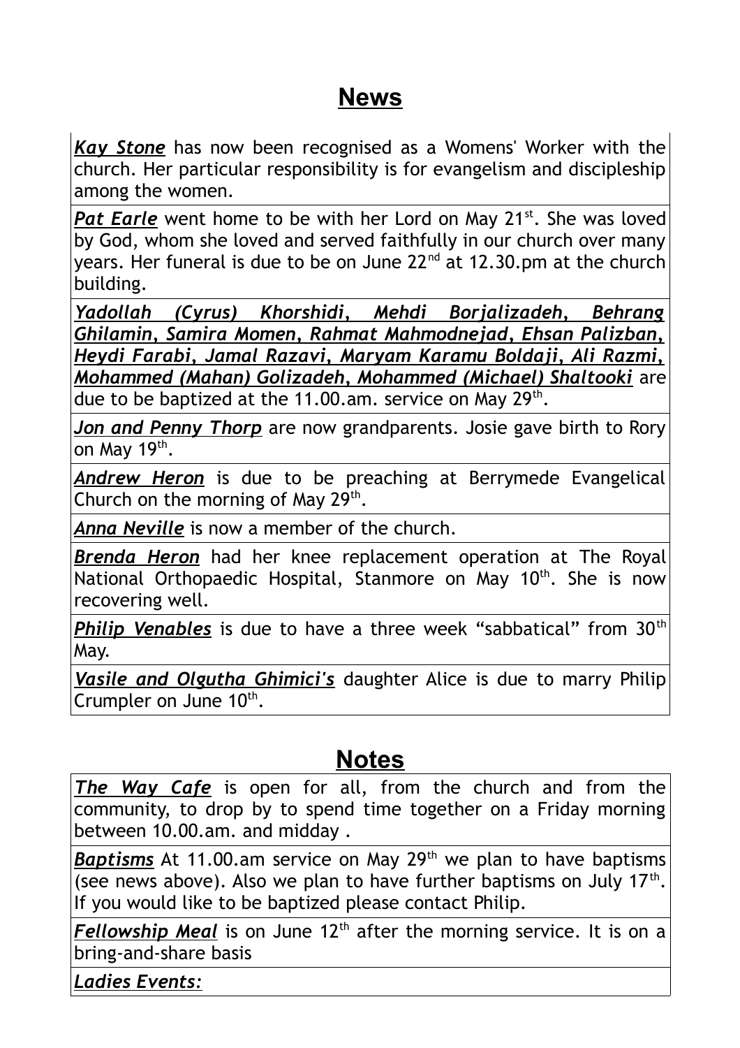# News

***Kay Stone*** has now been recognised as a Womens' Worker with the church. Her particular responsibility is for evangelism and discipleship among the women.

***Pat Earle*** went home to be with her Lord on May 21st. She was loved by God, whom she loved and served faithfully in our church over many years. Her funeral is due to be on June 22nd at 12.30.pm at the church building.

***Yadollah (Cyrus) Khorshidi, Mehdi Borjalizadeh, Behrang Ghilamin, Samira Momen, Rahmat Mahmodnejad, Ehsan Palizban, Heydi Farabi, Jamal Razavi, Maryam Karamu Boldaji, Ali Razmi, Mohammed (Mahan) Golizadeh, Mohammed (Michael) Shaltooki*** are due to be baptized at the 11.00.am. service on May 29th.

***Jon and Penny Thorp*** are now grandparents. Josie gave birth to Rory on May 19th.

***Andrew Heron*** is due to be preaching at Berrymede Evangelical Church on the morning of May 29th.

***Anna Neville*** is now a member of the church.

***Brenda Heron*** had her knee replacement operation at The Royal National Orthopaedic Hospital, Stanmore on May 10th. She is now recovering well.

***Philip Venables*** is due to have a three week "sabbatical" from 30th May.

***Vasile and Olgutha Ghimici's*** daughter Alice is due to marry Philip Crumpler on June 10th.

# Notes

***The Way Cafe*** is open for all, from the church and from the community, to drop by to spend time together on a Friday morning between 10.00.am. and midday .

***Baptisms*** At 11.00.am service on May 29th we plan to have baptisms (see news above). Also we plan to have further baptisms on July 17th. If you would like to be baptized please contact Philip.

***Fellowship Meal*** is on June 12th after the morning service. It is on a bring-and-share basis

***Ladies Events:***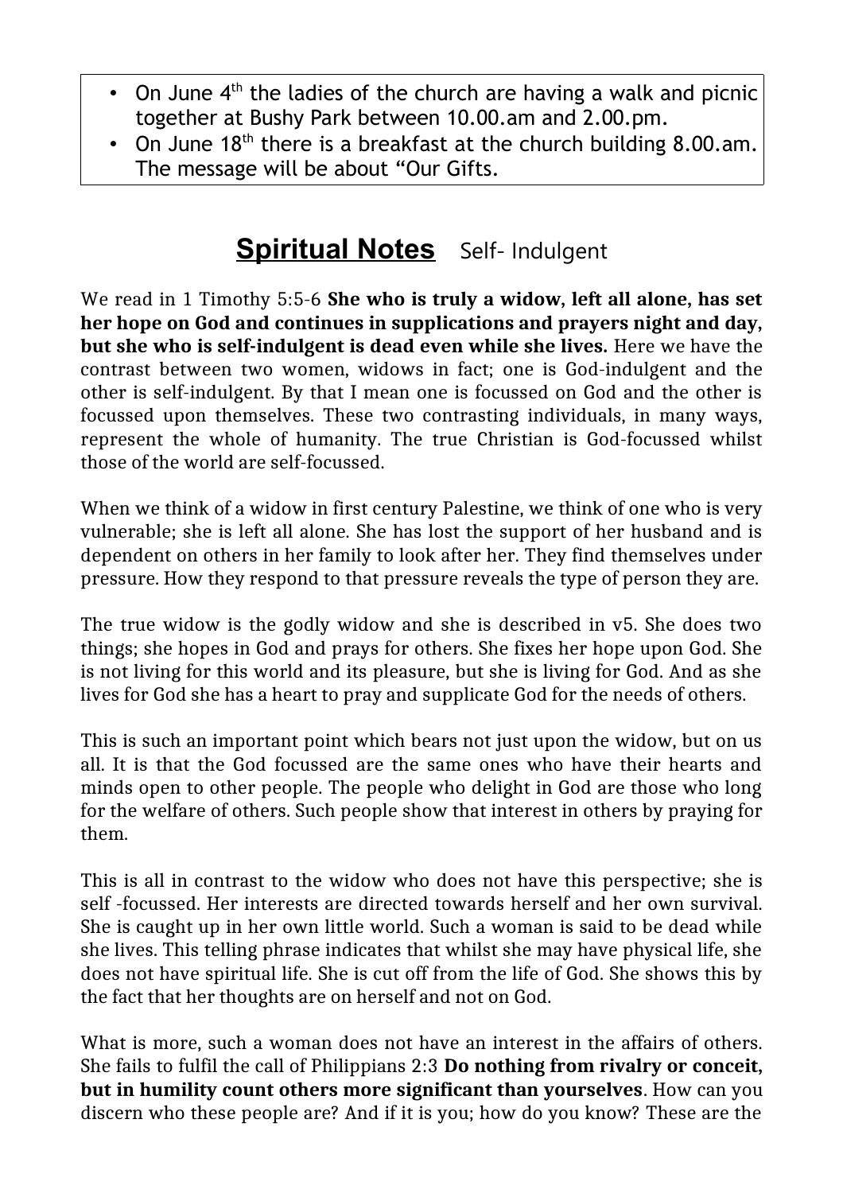- On June 4th the ladies of the church are having a walk and picnic together at Bushy Park between 10.00.am and 2.00.pm.
- On June 18th there is a breakfast at the church building 8.00.am. The message will be about "Our Gifts.

## Spiritual Notes Self- Indulgent

We read in 1 Timothy 5:5-6 **She who is truly a widow, left all alone, has set her hope on God and continues in supplications and prayers night and day, but she who is self-indulgent is dead even while she lives.** Here we have the contrast between two women, widows in fact; one is God-indulgent and the other is self-indulgent. By that I mean one is focussed on God and the other is focussed upon themselves. These two contrasting individuals, in many ways, represent the whole of humanity. The true Christian is God-focussed whilst those of the world are self-focussed.

When we think of a widow in first century Palestine, we think of one who is very vulnerable; she is left all alone. She has lost the support of her husband and is dependent on others in her family to look after her. They find themselves under pressure. How they respond to that pressure reveals the type of person they are.

The true widow is the godly widow and she is described in v5. She does two things; she hopes in God and prays for others. She fixes her hope upon God. She is not living for this world and its pleasure, but she is living for God. And as she lives for God she has a heart to pray and supplicate God for the needs of others.

This is such an important point which bears not just upon the widow, but on us all. It is that the God focussed are the same ones who have their hearts and minds open to other people. The people who delight in God are those who long for the welfare of others. Such people show that interest in others by praying for them.

This is all in contrast to the widow who does not have this perspective; she is self -focussed. Her interests are directed towards herself and her own survival. She is caught up in her own little world. Such a woman is said to be dead while she lives. This telling phrase indicates that whilst she may have physical life, she does not have spiritual life. She is cut off from the life of God. She shows this by the fact that her thoughts are on herself and not on God.

What is more, such a woman does not have an interest in the affairs of others. She fails to fulfil the call of Philippians 2:3 **Do nothing from rivalry or conceit, but in humility count others more significant than yourselves**. How can you discern who these people are? And if it is you; how do you know? These are the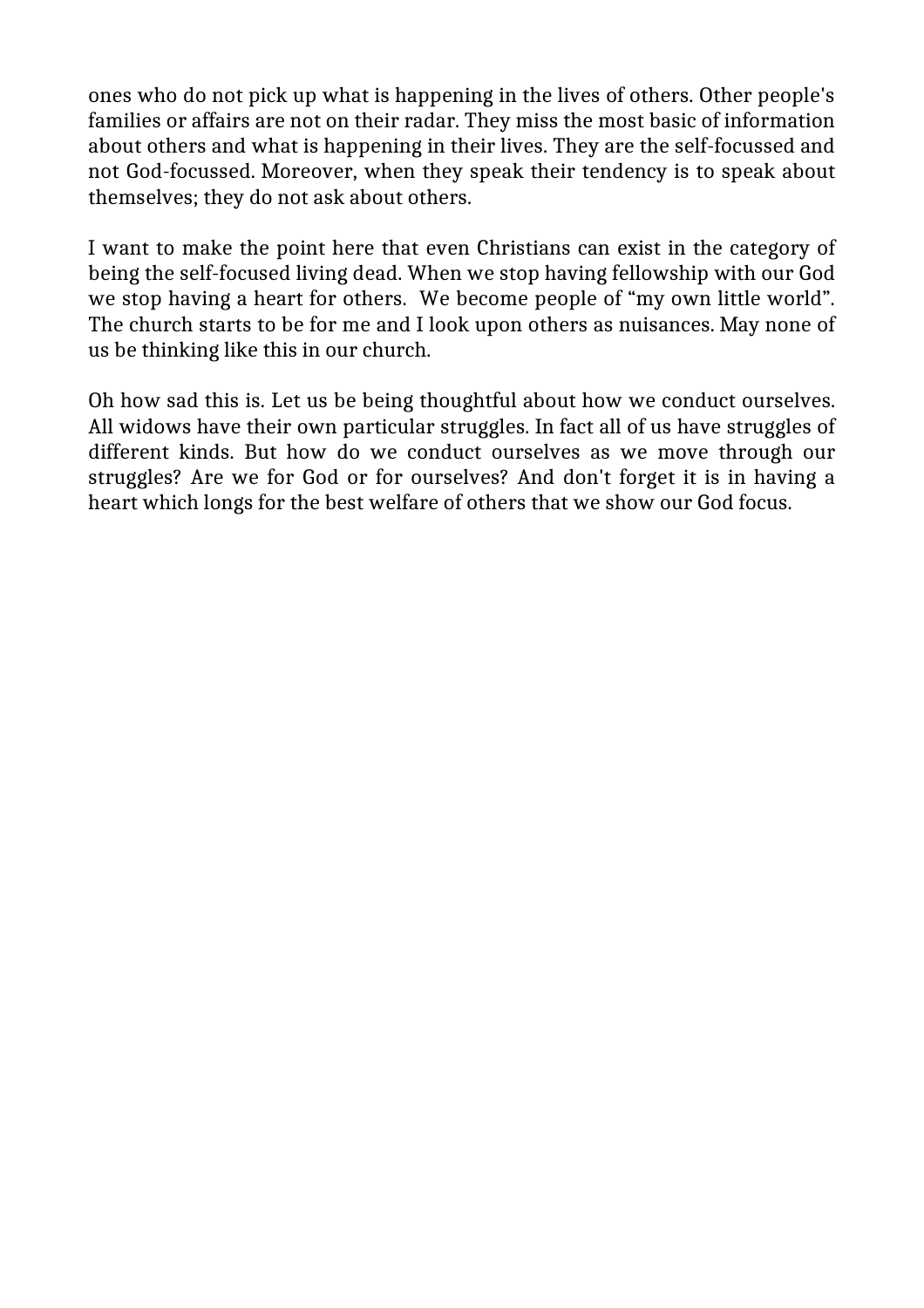ones who do not pick up what is happening in the lives of others. Other people's families or affairs are not on their radar. They miss the most basic of information about others and what is happening in their lives. They are the self-focussed and not God-focussed. Moreover, when they speak their tendency is to speak about themselves; they do not ask about others.

I want to make the point here that even Christians can exist in the category of being the self-focused living dead. When we stop having fellowship with our God we stop having a heart for others. We become people of "my own little world". The church starts to be for me and I look upon others as nuisances. May none of us be thinking like this in our church.

Oh how sad this is. Let us be being thoughtful about how we conduct ourselves. All widows have their own particular struggles. In fact all of us have struggles of different kinds. But how do we conduct ourselves as we move through our struggles? Are we for God or for ourselves? And don't forget it is in having a heart which longs for the best welfare of others that we show our God focus.